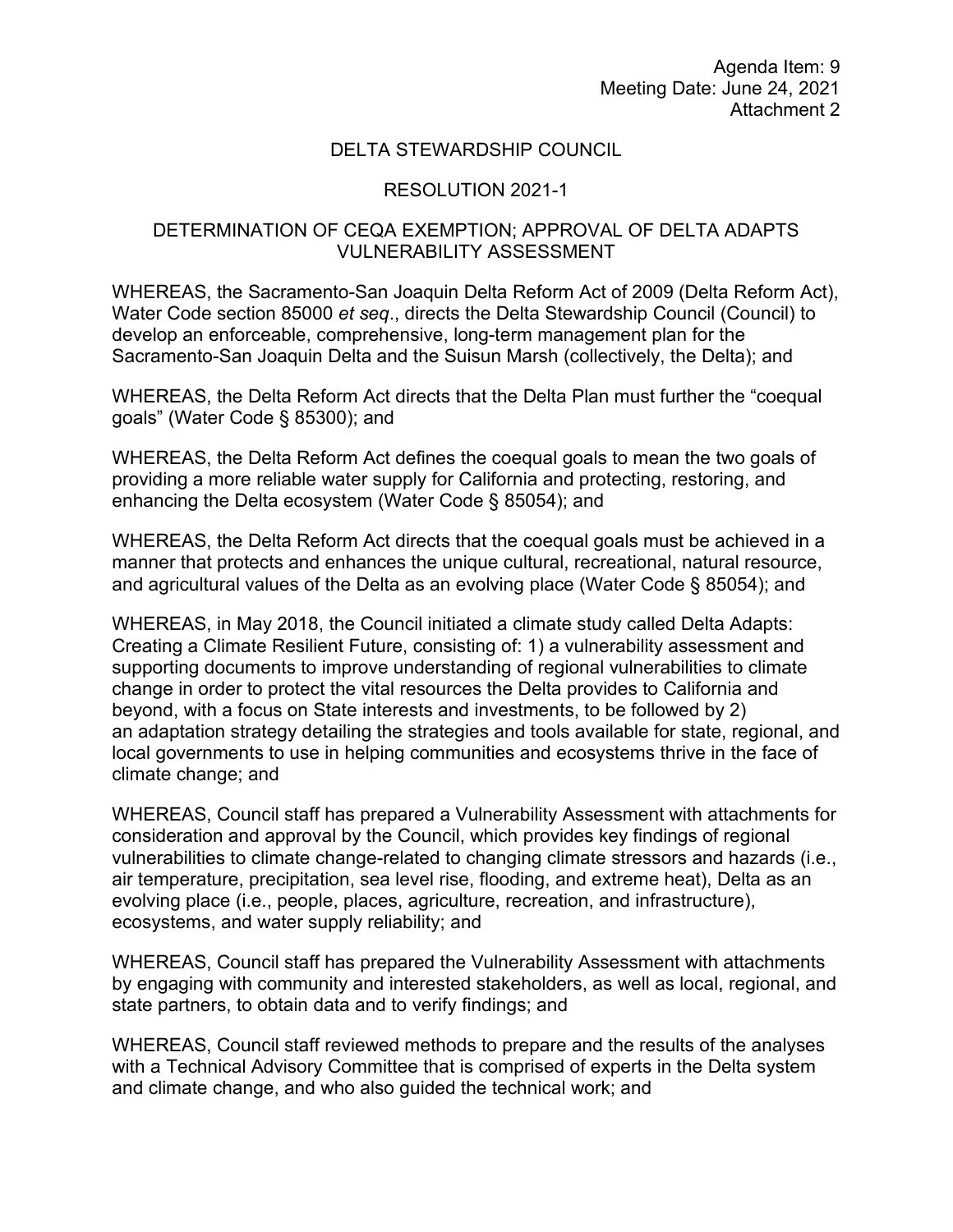Agenda Item: 9
Meeting Date: June 24, 2021
Attachment 2

# DELTA STEWARDSHIP COUNCIL

## RESOLUTION 2021-1

## DETERMINATION OF CEQA EXEMPTION; APPROVAL OF DELTA ADAPTS VULNERABILITY ASSESSMENT

WHEREAS, the Sacramento-San Joaquin Delta Reform Act of 2009 (Delta Reform Act), Water Code section 85000 *et seq*., directs the Delta Stewardship Council (Council) to develop an enforceable, comprehensive, long-term management plan for the Sacramento-San Joaquin Delta and the Suisun Marsh (collectively, the Delta); and

WHEREAS, the Delta Reform Act directs that the Delta Plan must further the "coequal goals" (Water Code § 85300); and

WHEREAS, the Delta Reform Act defines the coequal goals to mean the two goals of providing a more reliable water supply for California and protecting, restoring, and enhancing the Delta ecosystem (Water Code § 85054); and

WHEREAS, the Delta Reform Act directs that the coequal goals must be achieved in a manner that protects and enhances the unique cultural, recreational, natural resource, and agricultural values of the Delta as an evolving place (Water Code § 85054); and

WHEREAS, in May 2018, the Council initiated a climate study called Delta Adapts: Creating a Climate Resilient Future, consisting of: 1) a vulnerability assessment and supporting documents to improve understanding of regional vulnerabilities to climate change in order to protect the vital resources the Delta provides to California and beyond, with a focus on State interests and investments, to be followed by 2) an adaptation strategy detailing the strategies and tools available for state, regional, and local governments to use in helping communities and ecosystems thrive in the face of climate change; and

WHEREAS, Council staff has prepared a Vulnerability Assessment with attachments for consideration and approval by the Council, which provides key findings of regional vulnerabilities to climate change-related to changing climate stressors and hazards (i.e., air temperature, precipitation, sea level rise, flooding, and extreme heat), Delta as an evolving place (i.e., people, places, agriculture, recreation, and infrastructure), ecosystems, and water supply reliability; and

WHEREAS, Council staff has prepared the Vulnerability Assessment with attachments by engaging with community and interested stakeholders, as well as local, regional, and state partners, to obtain data and to verify findings; and

WHEREAS, Council staff reviewed methods to prepare and the results of the analyses with a Technical Advisory Committee that is comprised of experts in the Delta system and climate change, and who also guided the technical work; and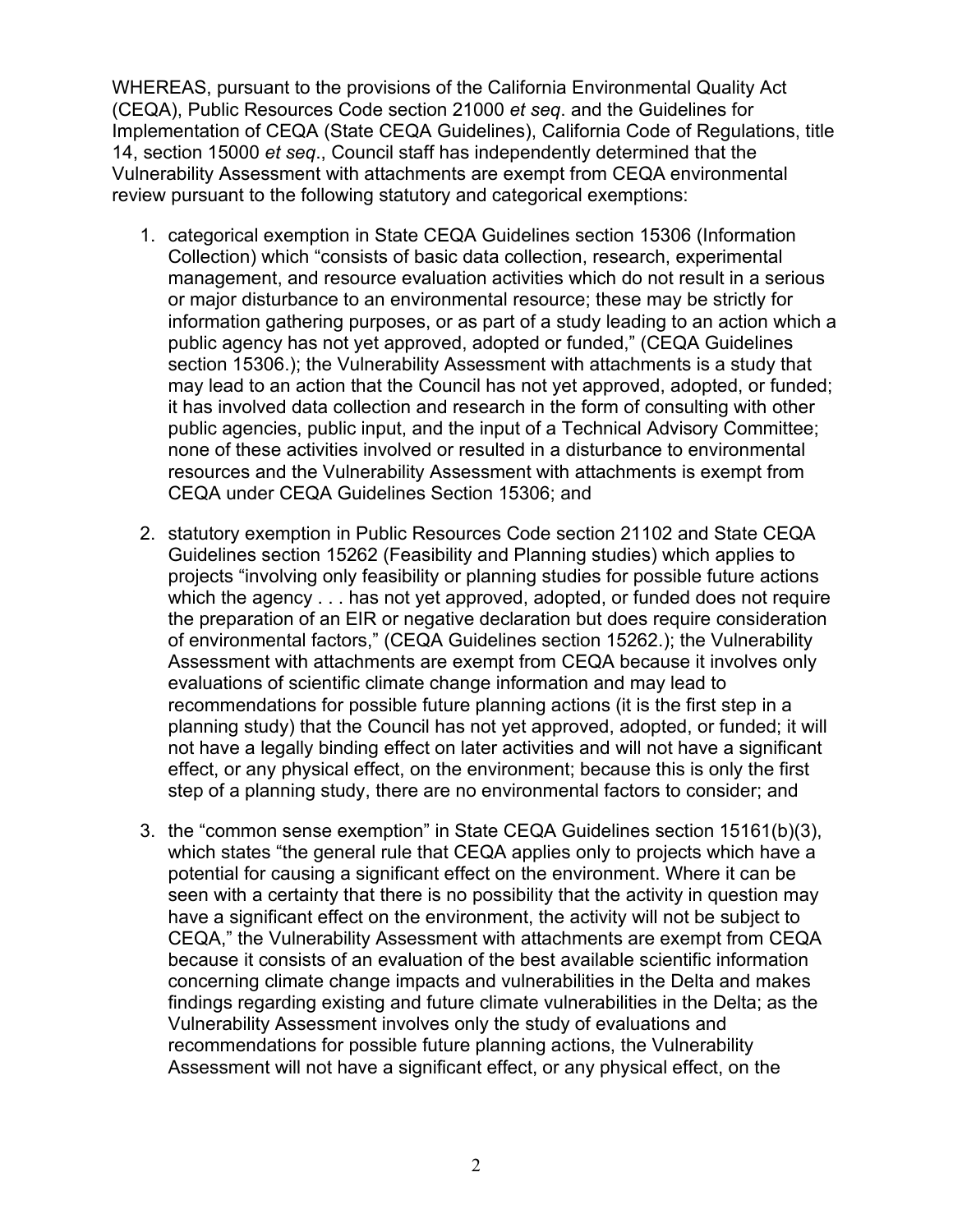WHEREAS, pursuant to the provisions of the California Environmental Quality Act (CEQA), Public Resources Code section 21000 *et seq*. and the Guidelines for Implementation of CEQA (State CEQA Guidelines), California Code of Regulations, title 14, section 15000 *et seq*., Council staff has independently determined that the Vulnerability Assessment with attachments are exempt from CEQA environmental review pursuant to the following statutory and categorical exemptions:

1. categorical exemption in State CEQA Guidelines section 15306 (Information Collection) which "consists of basic data collection, research, experimental management, and resource evaluation activities which do not result in a serious or major disturbance to an environmental resource; these may be strictly for information gathering purposes, or as part of a study leading to an action which a public agency has not yet approved, adopted or funded," (CEQA Guidelines section 15306.); the Vulnerability Assessment with attachments is a study that may lead to an action that the Council has not yet approved, adopted, or funded; it has involved data collection and research in the form of consulting with other public agencies, public input, and the input of a Technical Advisory Committee; none of these activities involved or resulted in a disturbance to environmental resources and the Vulnerability Assessment with attachments is exempt from CEQA under CEQA Guidelines Section 15306; and

2. statutory exemption in Public Resources Code section 21102 and State CEQA Guidelines section 15262 (Feasibility and Planning studies) which applies to projects "involving only feasibility or planning studies for possible future actions which the agency . . . has not yet approved, adopted, or funded does not require the preparation of an EIR or negative declaration but does require consideration of environmental factors," (CEQA Guidelines section 15262.); the Vulnerability Assessment with attachments are exempt from CEQA because it involves only evaluations of scientific climate change information and may lead to recommendations for possible future planning actions (it is the first step in a planning study) that the Council has not yet approved, adopted, or funded; it will not have a legally binding effect on later activities and will not have a significant effect, or any physical effect, on the environment; because this is only the first step of a planning study, there are no environmental factors to consider; and

3. the "common sense exemption" in State CEQA Guidelines section 15161(b)(3), which states "the general rule that CEQA applies only to projects which have a potential for causing a significant effect on the environment. Where it can be seen with a certainty that there is no possibility that the activity in question may have a significant effect on the environment, the activity will not be subject to CEQA," the Vulnerability Assessment with attachments are exempt from CEQA because it consists of an evaluation of the best available scientific information concerning climate change impacts and vulnerabilities in the Delta and makes findings regarding existing and future climate vulnerabilities in the Delta; as the Vulnerability Assessment involves only the study of evaluations and recommendations for possible future planning actions, the Vulnerability Assessment will not have a significant effect, or any physical effect, on the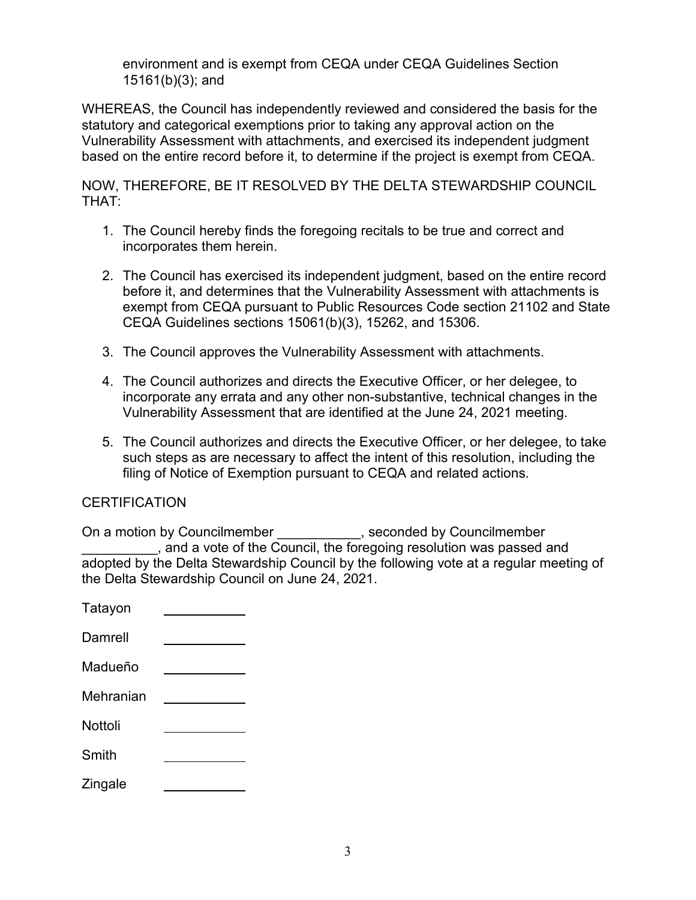environment and is exempt from CEQA under CEQA Guidelines Section 15161(b)(3); and

WHEREAS, the Council has independently reviewed and considered the basis for the statutory and categorical exemptions prior to taking any approval action on the Vulnerability Assessment with attachments, and exercised its independent judgment based on the entire record before it, to determine if the project is exempt from CEQA.

NOW, THEREFORE, BE IT RESOLVED BY THE DELTA STEWARDSHIP COUNCIL THAT:

1. The Council hereby finds the foregoing recitals to be true and correct and incorporates them herein.

2. The Council has exercised its independent judgment, based on the entire record before it, and determines that the Vulnerability Assessment with attachments is exempt from CEQA pursuant to Public Resources Code section 21102 and State CEQA Guidelines sections 15061(b)(3), 15262, and 15306.

3. The Council approves the Vulnerability Assessment with attachments.

4. The Council authorizes and directs the Executive Officer, or her delegee, to incorporate any errata and any other non-substantive, technical changes in the Vulnerability Assessment that are identified at the June 24, 2021 meeting.

5. The Council authorizes and directs the Executive Officer, or her delegee, to take such steps as are necessary to affect the intent of this resolution, including the filing of Notice of Exemption pursuant to CEQA and related actions.

CERTIFICATION

On a motion by Councilmember ___________, seconded by Councilmember __________, and a vote of the Council, the foregoing resolution was passed and adopted by the Delta Stewardship Council by the following vote at a regular meeting of the Delta Stewardship Council on June 24, 2021.

Tatayon ___________

Damrell ___________

Madueño ___________

Mehranian ___________

Nottoli ___________

Smith ___________

Zingale ___________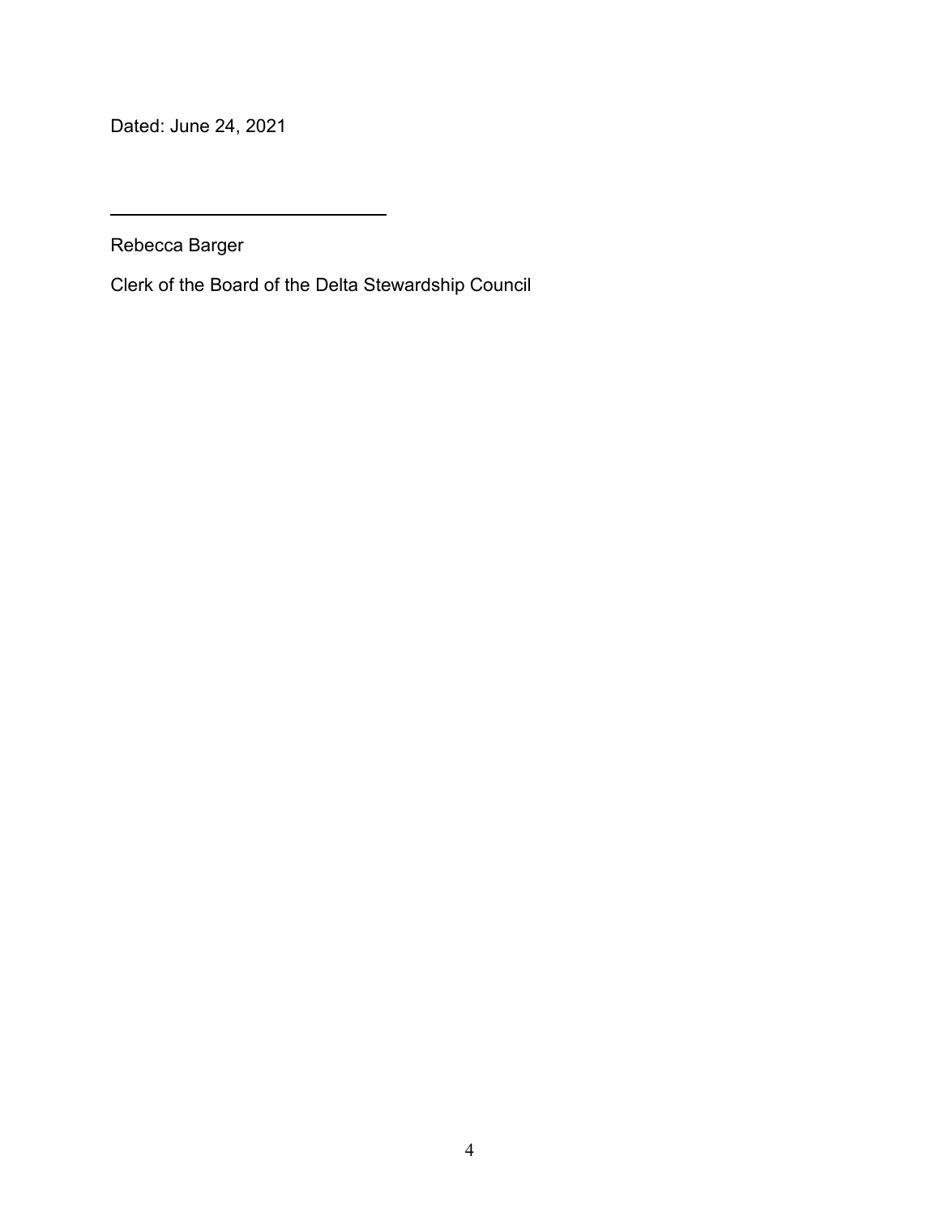Dated: June 24, 2021

\_\_\_\_\_\_\_\_\_\_\_\_\_\_\_\_\_\_\_\_\_\_\_\_\_\_\_\_\_\_

Rebecca Barger

Clerk of the Board of the Delta Stewardship Council